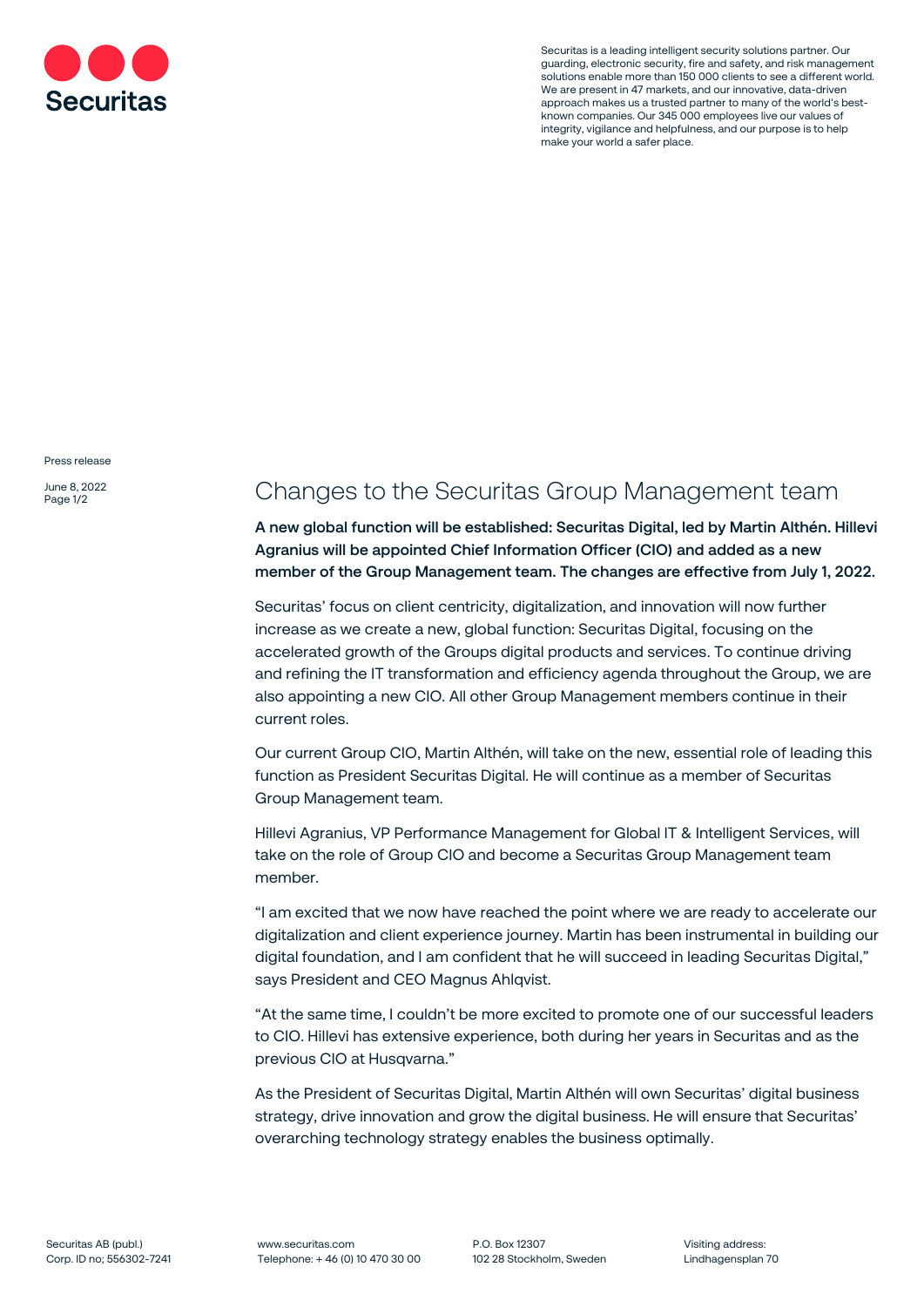Securitas

Securitas is a leading intelligent security solutions partner. Our guarding, electronic security, fire and safety, and risk management solutions enable more than 150 000 clients to see a different world. We are present in 47 markets, and our innovative, data-driven approach makes us a trusted partner to many of the world's best-known companies. Our 345 000 employees live our values of integrity, vigilance and helpfulness, and our purpose is to help make your world a safer place.

Press release

June 8, 2022

# Changes to the Securitas Group Management team

**A new global function will be established: Securitas Digital, led by Martin Althén. Hillevi Agranius will be appointed Chief Information Officer (CIO) and added as a new member of the Group Management team. The changes are effective from July 1, 2022.**

Securitas' focus on client centricity, digitalization, and innovation will now further increase as we create a new, global function: Securitas Digital, focusing on the accelerated growth of the Groups digital products and services. To continue driving and refining the IT transformation and efficiency agenda throughout the Group, we are also appointing a new CIO. All other Group Management members continue in their current roles.

Our current Group CIO, Martin Althén, will take on the new, essential role of leading this function as President Securitas Digital. He will continue as a member of Securitas Group Management team.

Hillevi Agranius, VP Performance Management for Global IT & Intelligent Services, will take on the role of Group CIO and become a Securitas Group Management team member.

"I am excited that we now have reached the point where we are ready to accelerate our digitalization and client experience journey. Martin has been instrumental in building our digital foundation, and I am confident that he will succeed in leading Securitas Digital," says President and CEO Magnus Ahlqvist.

"At the same time, I couldn't be more excited to promote one of our successful leaders to CIO. Hillevi has extensive experience, both during her years in Securitas and as the previous CIO at Husqvarna."

As the President of Securitas Digital, Martin Althén will own Securitas' digital business strategy, drive innovation and grow the digital business. He will ensure that Securitas' overarching technology strategy enables the business optimally.

Securitas AB (publ.)
Corp. ID no; 556302-7241

www.securitas.com
Telephone: + 46 (0) 10 470 30 00

P.O. Box 12307
102 28 Stockholm, Sweden

Visiting address:
Lindhagensplan 70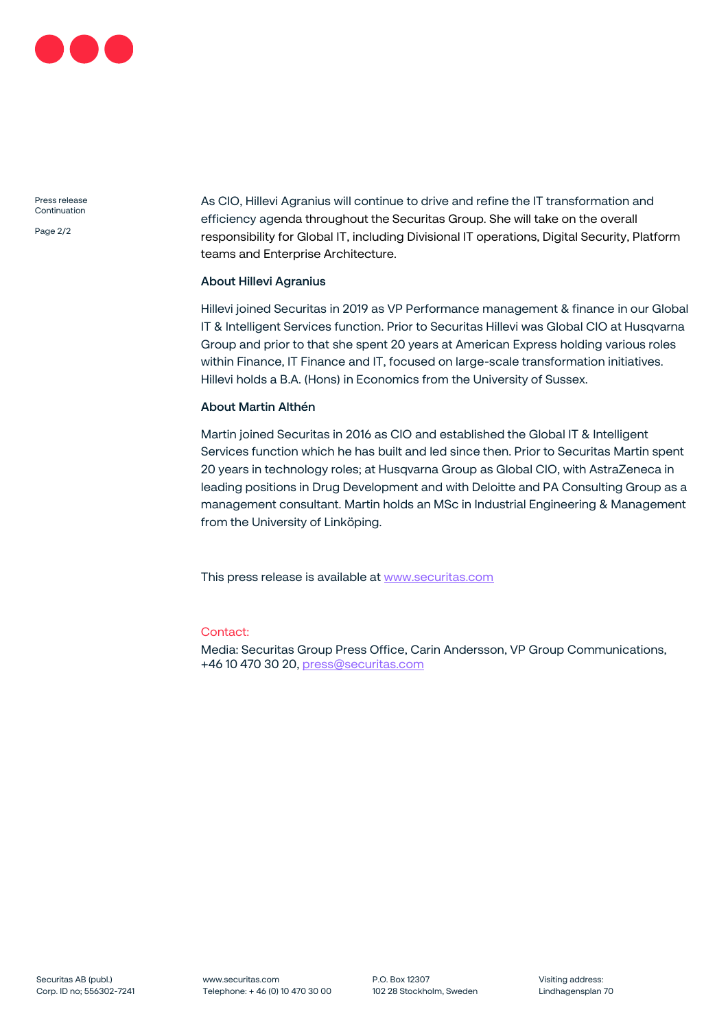As CIO, Hillevi Agranius will continue to drive and refine the IT transformation and efficiency agenda throughout the Securitas Group. She will take on the overall responsibility for Global IT, including Divisional IT operations, Digital Security, Platform teams and Enterprise Architecture.

**About Hillevi Agranius**

Hillevi joined Securitas in 2019 as VP Performance management & finance in our Global IT & Intelligent Services function. Prior to Securitas Hillevi was Global CIO at Husqvarna Group and prior to that she spent 20 years at American Express holding various roles within Finance, IT Finance and IT, focused on large-scale transformation initiatives. Hillevi holds a B.A. (Hons) in Economics from the University of Sussex.

**About Martin Althén**

Martin joined Securitas in 2016 as CIO and established the Global IT & Intelligent Services function which he has built and led since then. Prior to Securitas Martin spent 20 years in technology roles; at Husqvarna Group as Global CIO, with AstraZeneca in leading positions in Drug Development and with Deloitte and PA Consulting Group as a management consultant. Martin holds an MSc in Industrial Engineering & Management from the University of Linköping.

This press release is available at www.securitas.com

Contact:

Media: Securitas Group Press Office, Carin Andersson, VP Group Communications, +46 10 470 30 20, press@securitas.com

Securitas AB (publ.)
Corp. ID no; 556302-7241

www.securitas.com
Telephone: + 46 (0) 10 470 30 00

P.O. Box 12307
102 28 Stockholm, Sweden

Visiting address:
Lindhagensplan 70